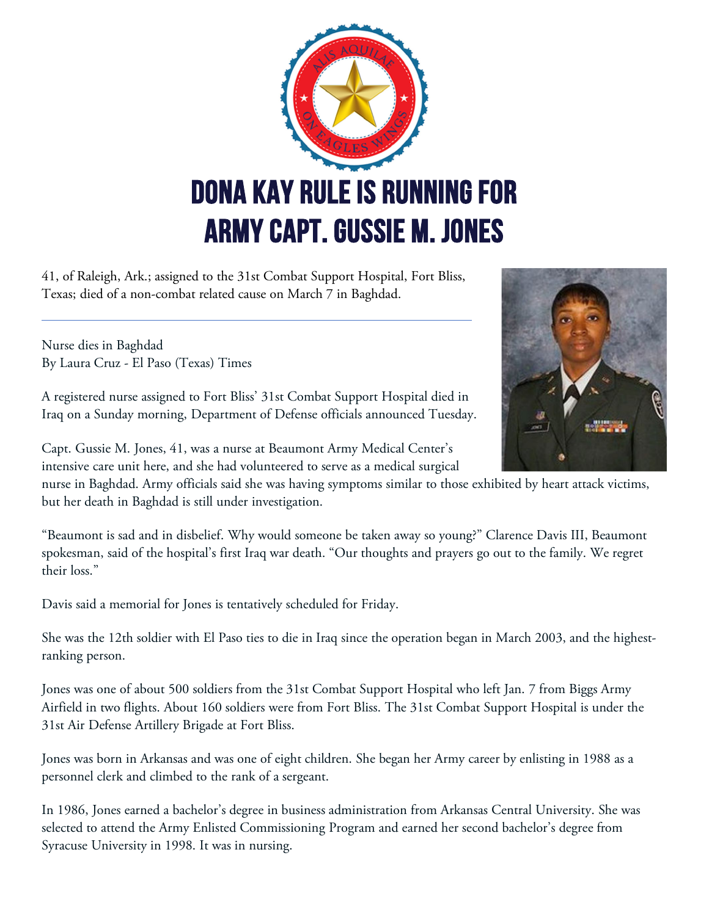# DONA KAY RULE IS RUNNING FOR ARMY CAPT. GUSSIE M. JONES

41, of Raleigh, Ark.; assigned to the 31st Combat Support Hospital, Fort Bliss, Texas; died of a non-combat related cause on March 7 in Baghdad.

---

Nurse dies in Baghdad
By Laura Cruz - El Paso (Texas) Times

A registered nurse assigned to Fort Bliss' 31st Combat Support Hospital died in Iraq on a Sunday morning, Department of Defense officials announced Tuesday.

Capt. Gussie M. Jones, 41, was a nurse at Beaumont Army Medical Center's intensive care unit here, and she had volunteered to serve as a medical surgical nurse in Baghdad. Army officials said she was having symptoms similar to those exhibited by heart attack victims, but her death in Baghdad is still under investigation.

"Beaumont is sad and in disbelief. Why would someone be taken away so young?" Clarence Davis III, Beaumont spokesman, said of the hospital's first Iraq war death. "Our thoughts and prayers go out to the family. We regret their loss."

Davis said a memorial for Jones is tentatively scheduled for Friday.

She was the 12th soldier with El Paso ties to die in Iraq since the operation began in March 2003, and the highest-ranking person.

Jones was one of about 500 soldiers from the 31st Combat Support Hospital who left Jan. 7 from Biggs Army Airfield in two flights. About 160 soldiers were from Fort Bliss. The 31st Combat Support Hospital is under the 31st Air Defense Artillery Brigade at Fort Bliss.

Jones was born in Arkansas and was one of eight children. She began her Army career by enlisting in 1988 as a personnel clerk and climbed to the rank of a sergeant.

In 1986, Jones earned a bachelor's degree in business administration from Arkansas Central University. She was selected to attend the Army Enlisted Commissioning Program and earned her second bachelor's degree from Syracuse University in 1998. It was in nursing.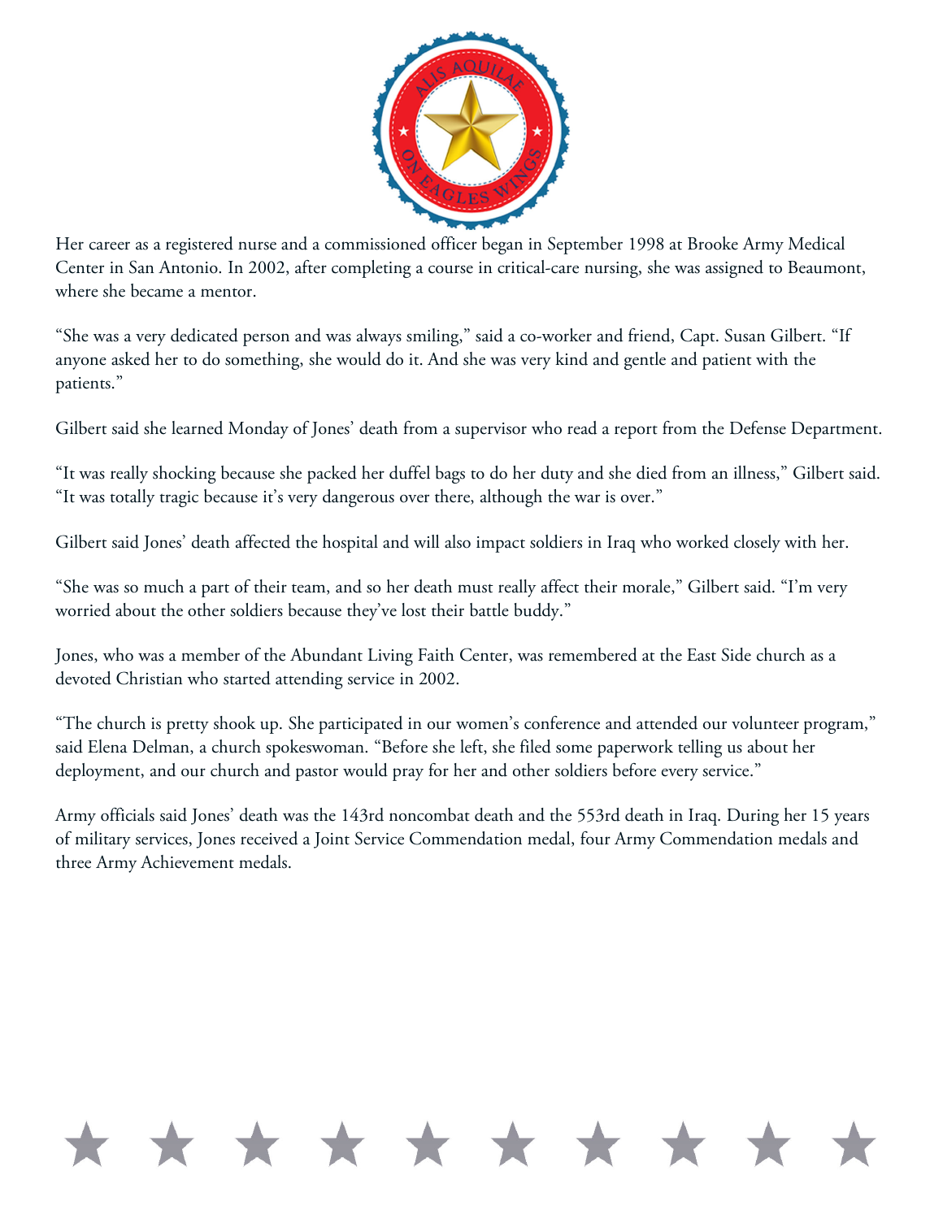Her career as a registered nurse and a commissioned officer began in September 1998 at Brooke Army Medical Center in San Antonio. In 2002, after completing a course in critical-care nursing, she was assigned to Beaumont, where she became a mentor.

"She was a very dedicated person and was always smiling," said a co-worker and friend, Capt. Susan Gilbert. "If anyone asked her to do something, she would do it. And she was very kind and gentle and patient with the patients."

Gilbert said she learned Monday of Jones' death from a supervisor who read a report from the Defense Department.

"It was really shocking because she packed her duffel bags to do her duty and she died from an illness," Gilbert said. "It was totally tragic because it's very dangerous over there, although the war is over."

Gilbert said Jones' death affected the hospital and will also impact soldiers in Iraq who worked closely with her.

"She was so much a part of their team, and so her death must really affect their morale," Gilbert said. "I'm very worried about the other soldiers because they've lost their battle buddy."

Jones, who was a member of the Abundant Living Faith Center, was remembered at the East Side church as a devoted Christian who started attending service in 2002.

"The church is pretty shook up. She participated in our women's conference and attended our volunteer program," said Elena Delman, a church spokeswoman. "Before she left, she filed some paperwork telling us about her deployment, and our church and pastor would pray for her and other soldiers before every service."

Army officials said Jones' death was the 143rd noncombat death and the 553rd death in Iraq. During her 15 years of military services, Jones received a Joint Service Commendation medal, four Army Commendation medals and three Army Achievement medals.